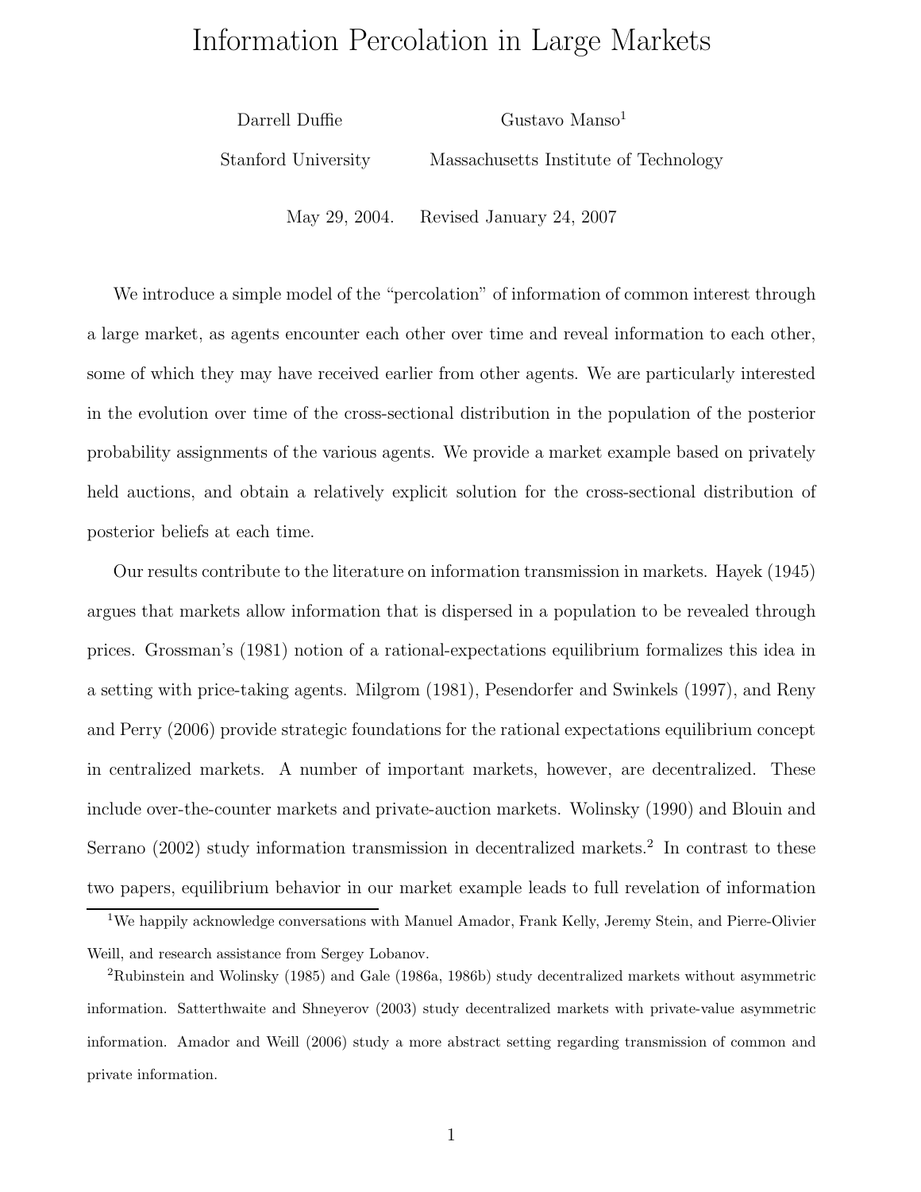# Information Percolation in Large Markets

Darrell Duffie — Stanford University

Gustavo Manso[1] — Massachusetts Institute of Technology

May 29, 2004. Revised January 24, 2007

We introduce a simple model of the "percolation" of information of common interest through a large market, as agents encounter each other over time and reveal information to each other, some of which they may have received earlier from other agents. We are particularly interested in the evolution over time of the cross-sectional distribution in the population of the posterior probability assignments of the various agents. We provide a market example based on privately held auctions, and obtain a relatively explicit solution for the cross-sectional distribution of posterior beliefs at each time.

Our results contribute to the literature on information transmission in markets. Hayek (1945) argues that markets allow information that is dispersed in a population to be revealed through prices. Grossman's (1981) notion of a rational-expectations equilibrium formalizes this idea in a setting with price-taking agents. Milgrom (1981), Pesendorfer and Swinkels (1997), and Reny and Perry (2006) provide strategic foundations for the rational expectations equilibrium concept in centralized markets. A number of important markets, however, are decentralized. These include over-the-counter markets and private-auction markets. Wolinsky (1990) and Blouin and Serrano (2002) study information transmission in decentralized markets.[2] In contrast to these two papers, equilibrium behavior in our market example leads to full revelation of information

---

[1] We happily acknowledge conversations with Manuel Amador, Frank Kelly, Jeremy Stein, and Pierre-Olivier Weill, and research assistance from Sergey Lobanov.

[2] Rubinstein and Wolinsky (1985) and Gale (1986a, 1986b) study decentralized markets without asymmetric information. Satterthwaite and Shneyerov (2003) study decentralized markets with private-value asymmetric information. Amador and Weill (2006) study a more abstract setting regarding transmission of common and private information.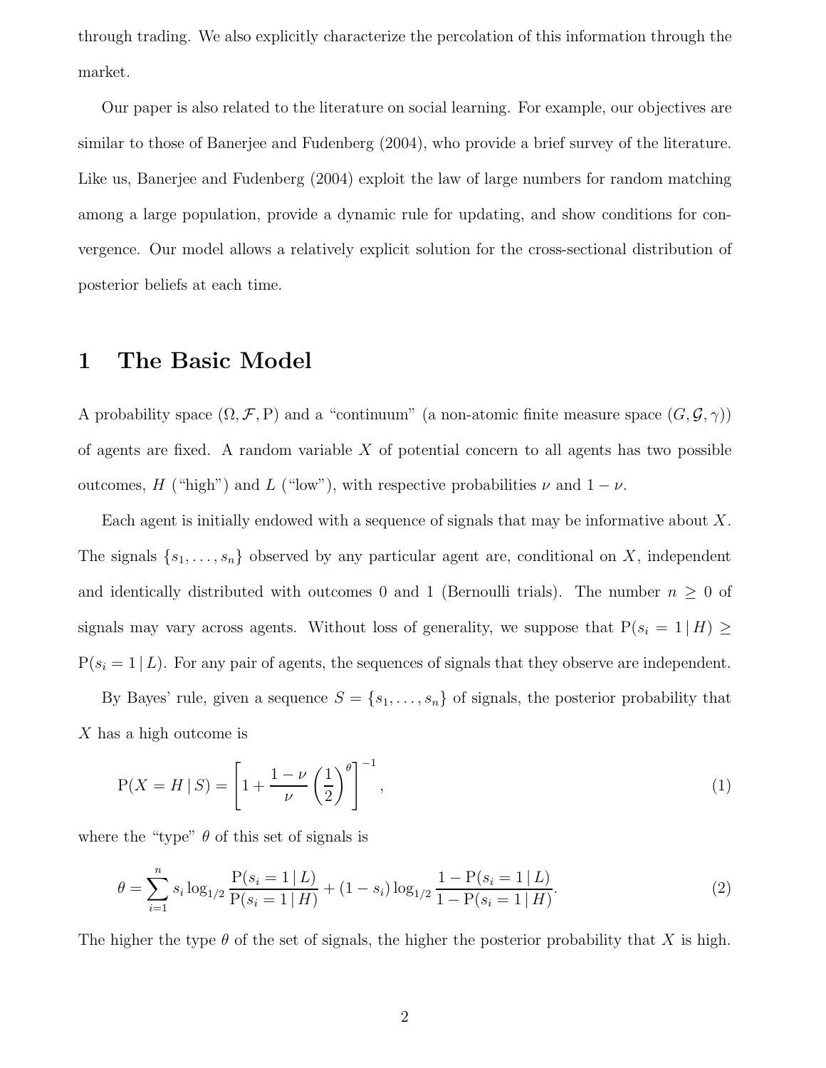through trading. We also explicitly characterize the percolation of this information through the market.

Our paper is also related to the literature on social learning. For example, our objectives are similar to those of Banerjee and Fudenberg (2004), who provide a brief survey of the literature. Like us, Banerjee and Fudenberg (2004) exploit the law of large numbers for random matching among a large population, provide a dynamic rule for updating, and show conditions for convergence. Our model allows a relatively explicit solution for the cross-sectional distribution of posterior beliefs at each time.

# 1 The Basic Model

A probability space $(\Omega, \mathcal{F}, \mathrm{P})$ and a "continuum" (a non-atomic finite measure space $(G, \mathcal{G}, \gamma)$) of agents are fixed. A random variable $X$ of potential concern to all agents has two possible outcomes, $H$ ("high") and $L$ ("low"), with respective probabilities $\nu$ and $1 - \nu$.

Each agent is initially endowed with a sequence of signals that may be informative about $X$. The signals $\{s_1, \ldots, s_n\}$ observed by any particular agent are, conditional on $X$, independent and identically distributed with outcomes 0 and 1 (Bernoulli trials). The number $n \geq 0$ of signals may vary across agents. Without loss of generality, we suppose that $\mathrm{P}(s_i = 1 \,|\, H) \geq \mathrm{P}(s_i = 1 \,|\, L)$. For any pair of agents, the sequences of signals that they observe are independent.

By Bayes' rule, given a sequence $S = \{s_1, \ldots, s_n\}$ of signals, the posterior probability that $X$ has a high outcome is

$$\mathrm{P}(X = H \,|\, S) = \left[1 + \frac{1-\nu}{\nu}\left(\frac{1}{2}\right)^{\theta}\right]^{-1}, \tag{1}$$

where the "type" $\theta$ of this set of signals is

$$\theta = \sum_{i=1}^{n} s_i \log_{1/2} \frac{\mathrm{P}(s_i = 1 \,|\, L)}{\mathrm{P}(s_i = 1 \,|\, H)} + (1 - s_i) \log_{1/2} \frac{1 - \mathrm{P}(s_i = 1 \,|\, L)}{1 - \mathrm{P}(s_i = 1 \,|\, H)}. \tag{2}$$

The higher the type $\theta$ of the set of signals, the higher the posterior probability that $X$ is high.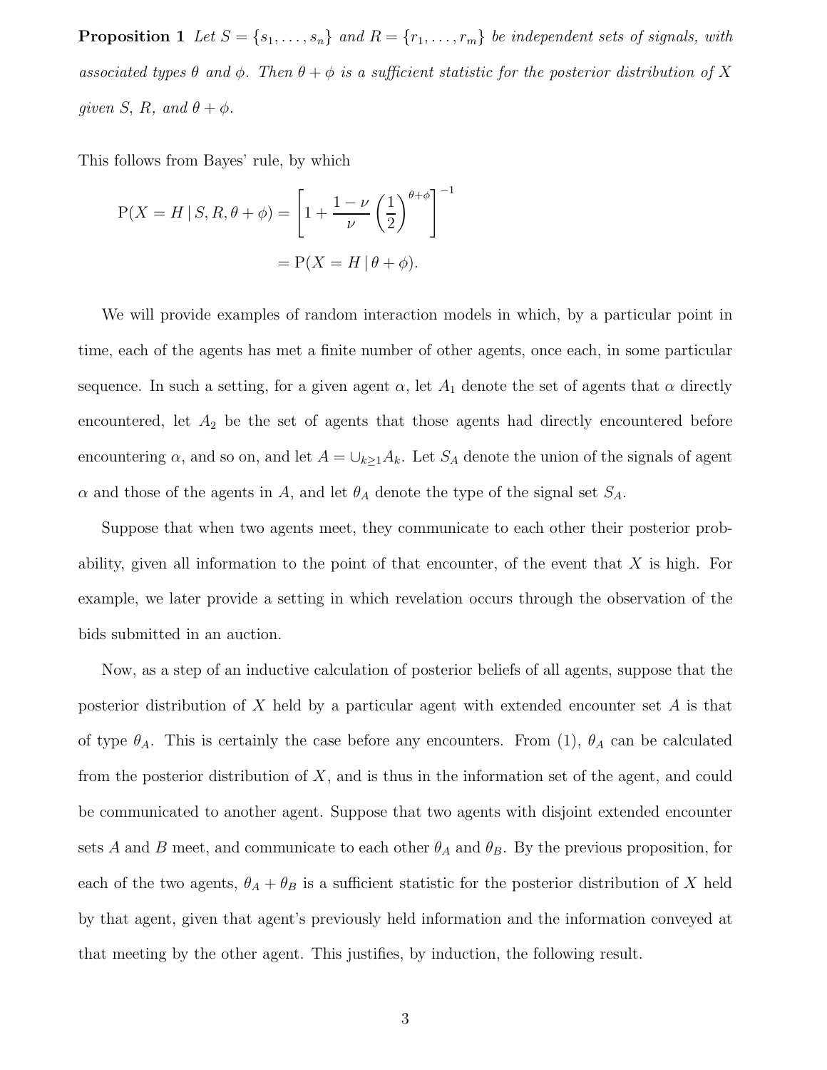**Proposition 1** *Let $S = \{s_1, \ldots, s_n\}$ and $R = \{r_1, \ldots, r_m\}$ be independent sets of signals, with associated types $\theta$ and $\phi$. Then $\theta + \phi$ is a sufficient statistic for the posterior distribution of $X$ given $S$, $R$, and $\theta + \phi$.*

This follows from Bayes' rule, by which

$$
\begin{aligned}
\mathrm{P}(X = H \mid S, R, \theta + \phi) &= \left[1 + \frac{1-\nu}{\nu}\left(\frac{1}{2}\right)^{\theta+\phi}\right]^{-1} \\
&= \mathrm{P}(X = H \mid \theta + \phi).
\end{aligned}
$$

We will provide examples of random interaction models in which, by a particular point in time, each of the agents has met a finite number of other agents, once each, in some particular sequence. In such a setting, for a given agent $\alpha$, let $A_1$ denote the set of agents that $\alpha$ directly encountered, let $A_2$ be the set of agents that those agents had directly encountered before encountering $\alpha$, and so on, and let $A = \cup_{k \geq 1} A_k$. Let $S_A$ denote the union of the signals of agent $\alpha$ and those of the agents in $A$, and let $\theta_A$ denote the type of the signal set $S_A$.

Suppose that when two agents meet, they communicate to each other their posterior probability, given all information to the point of that encounter, of the event that $X$ is high. For example, we later provide a setting in which revelation occurs through the observation of the bids submitted in an auction.

Now, as a step of an inductive calculation of posterior beliefs of all agents, suppose that the posterior distribution of $X$ held by a particular agent with extended encounter set $A$ is that of type $\theta_A$. This is certainly the case before any encounters. From (1), $\theta_A$ can be calculated from the posterior distribution of $X$, and is thus in the information set of the agent, and could be communicated to another agent. Suppose that two agents with disjoint extended encounter sets $A$ and $B$ meet, and communicate to each other $\theta_A$ and $\theta_B$. By the previous proposition, for each of the two agents, $\theta_A + \theta_B$ is a sufficient statistic for the posterior distribution of $X$ held by that agent, given that agent's previously held information and the information conveyed at that meeting by the other agent. This justifies, by induction, the following result.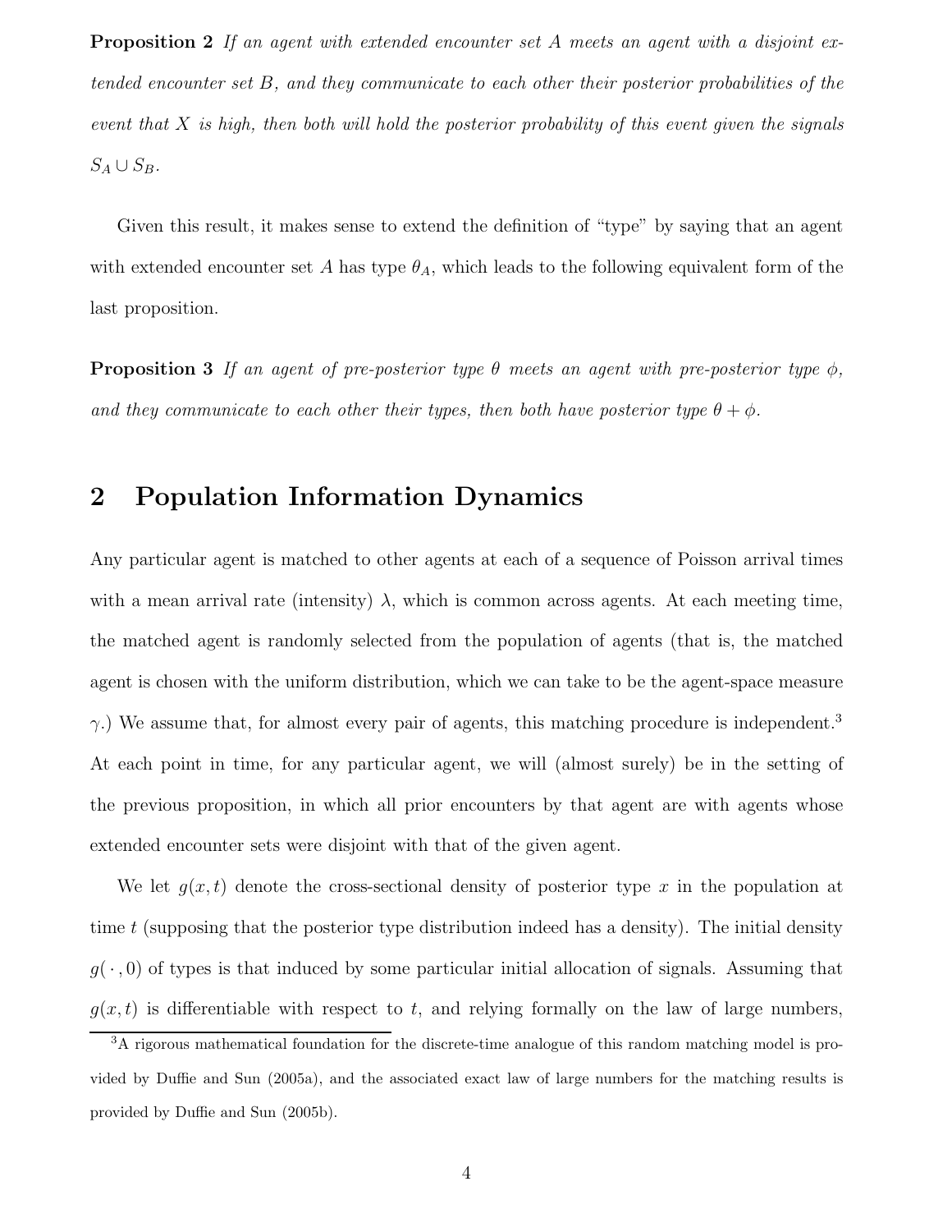**Proposition 2** *If an agent with extended encounter set $A$ meets an agent with a disjoint extended encounter set $B$, and they communicate to each other their posterior probabilities of the event that $X$ is high, then both will hold the posterior probability of this event given the signals $S_A \cup S_B$.*

Given this result, it makes sense to extend the definition of "type" by saying that an agent with extended encounter set $A$ has type $\theta_A$, which leads to the following equivalent form of the last proposition.

**Proposition 3** *If an agent of pre-posterior type $\theta$ meets an agent with pre-posterior type $\phi$, and they communicate to each other their types, then both have posterior type $\theta + \phi$.*

## 2 Population Information Dynamics

Any particular agent is matched to other agents at each of a sequence of Poisson arrival times with a mean arrival rate (intensity) $\lambda$, which is common across agents. At each meeting time, the matched agent is randomly selected from the population of agents (that is, the matched agent is chosen with the uniform distribution, which we can take to be the agent-space measure $\gamma$.) We assume that, for almost every pair of agents, this matching procedure is independent.[3] At each point in time, for any particular agent, we will (almost surely) be in the setting of the previous proposition, in which all prior encounters by that agent are with agents whose extended encounter sets were disjoint with that of the given agent.

We let $g(x, t)$ denote the cross-sectional density of posterior type $x$ in the population at time $t$ (supposing that the posterior type distribution indeed has a density). The initial density $g(\,\cdot\,, 0)$ of types is that induced by some particular initial allocation of signals. Assuming that $g(x, t)$ is differentiable with respect to $t$, and relying formally on the law of large numbers,

[3] A rigorous mathematical foundation for the discrete-time analogue of this random matching model is provided by Duffie and Sun (2005a), and the associated exact law of large numbers for the matching results is provided by Duffie and Sun (2005b).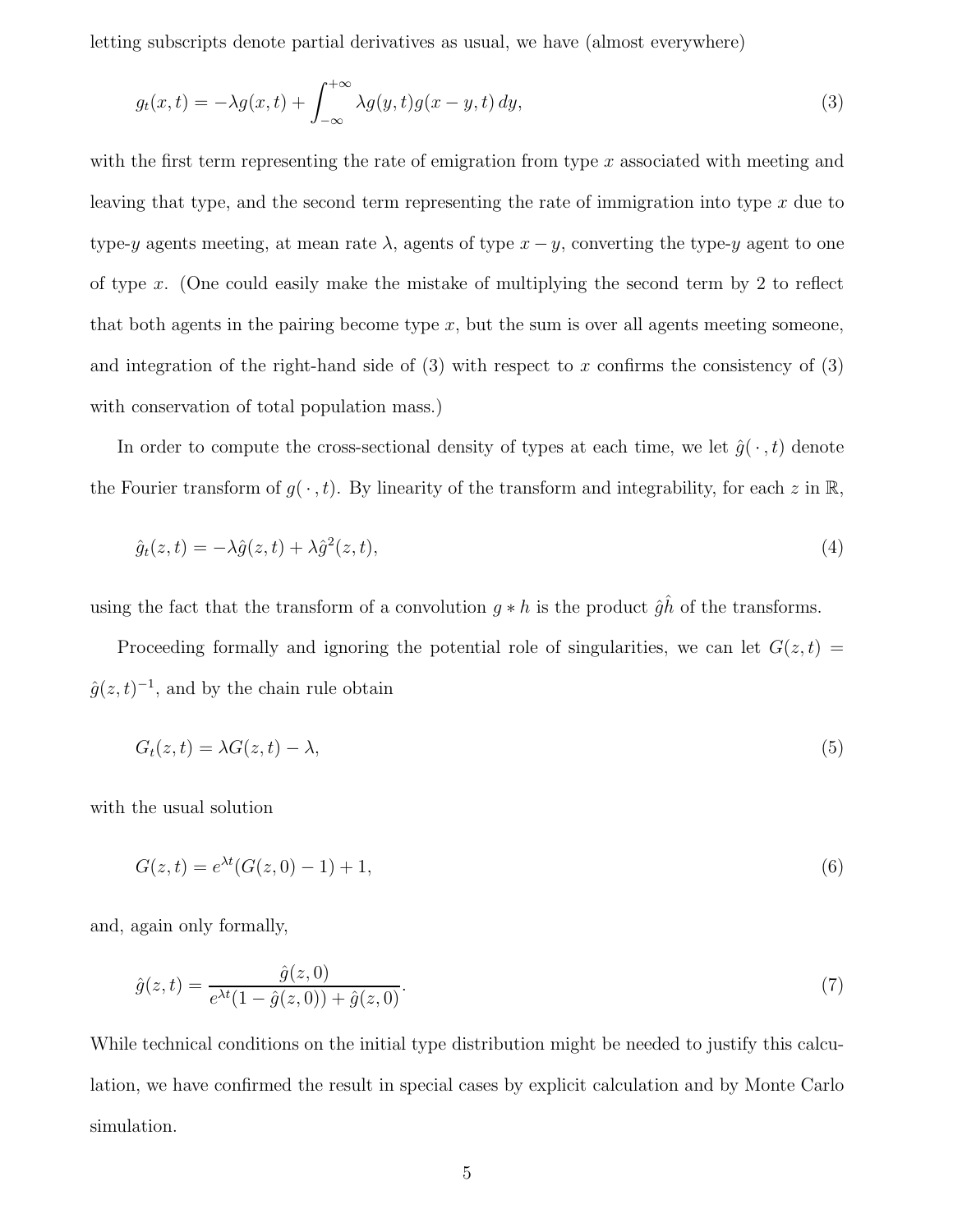letting subscripts denote partial derivatives as usual, we have (almost everywhere)

$$g_t(x,t) = -\lambda g(x,t) + \int_{-\infty}^{+\infty} \lambda g(y,t) g(x-y,t)\, dy, \tag{3}$$

with the first term representing the rate of emigration from type $x$ associated with meeting and leaving that type, and the second term representing the rate of immigration into type $x$ due to type-$y$ agents meeting, at mean rate $\lambda$, agents of type $x-y$, converting the type-$y$ agent to one of type $x$. (One could easily make the mistake of multiplying the second term by 2 to reflect that both agents in the pairing become type $x$, but the sum is over all agents meeting someone, and integration of the right-hand side of (3) with respect to $x$ confirms the consistency of (3) with conservation of total population mass.)

In order to compute the cross-sectional density of types at each time, we let $\hat{g}(\,\cdot\,,t)$ denote the Fourier transform of $g(\,\cdot\,,t)$. By linearity of the transform and integrability, for each $z$ in $\mathbb{R}$,

$$\hat{g}_t(z,t) = -\lambda \hat{g}(z,t) + \lambda \hat{g}^2(z,t), \tag{4}$$

using the fact that the transform of a convolution $g * h$ is the product $\hat{g}\hat{h}$ of the transforms.

Proceeding formally and ignoring the potential role of singularities, we can let $G(z,t) = \hat{g}(z,t)^{-1}$, and by the chain rule obtain

$$G_t(z,t) = \lambda G(z,t) - \lambda, \tag{5}$$

with the usual solution

$$G(z,t) = e^{\lambda t}(G(z,0) - 1) + 1, \tag{6}$$

and, again only formally,

$$\hat{g}(z,t) = \frac{\hat{g}(z,0)}{e^{\lambda t}(1 - \hat{g}(z,0)) + \hat{g}(z,0)}. \tag{7}$$

While technical conditions on the initial type distribution might be needed to justify this calculation, we have confirmed the result in special cases by explicit calculation and by Monte Carlo simulation.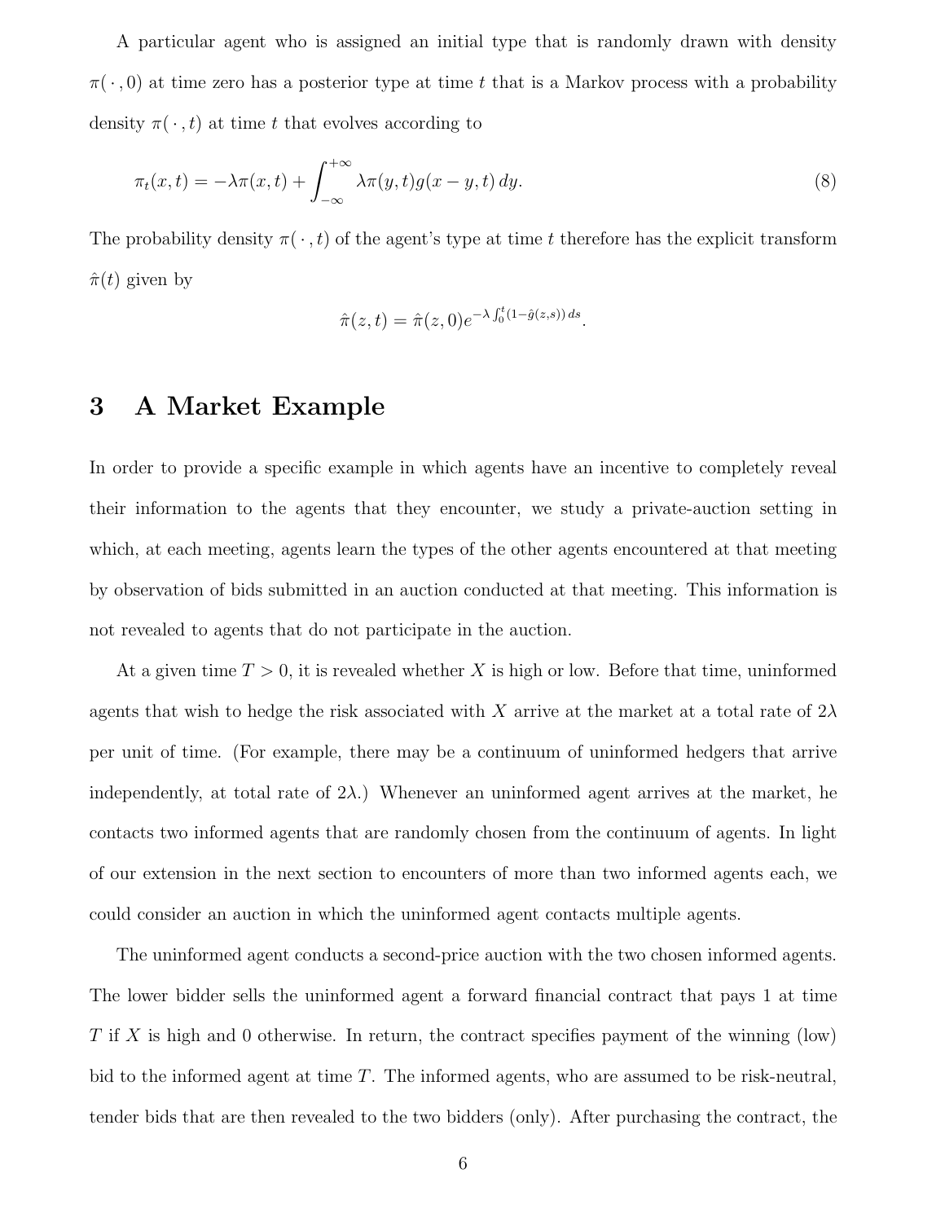A particular agent who is assigned an initial type that is randomly drawn with density $\pi(\,\cdot\,,0)$ at time zero has a posterior type at time $t$ that is a Markov process with a probability density $\pi(\,\cdot\,,t)$ at time $t$ that evolves according to

$$\pi_t(x,t) = -\lambda \pi(x,t) + \int_{-\infty}^{+\infty} \lambda \pi(y,t) g(x-y,t)\, dy. \tag{8}$$

The probability density $\pi(\,\cdot\,,t)$ of the agent's type at time $t$ therefore has the explicit transform $\hat{\pi}(t)$ given by

$$\hat{\pi}(z,t) = \hat{\pi}(z,0) e^{-\lambda \int_0^t (1-\hat{g}(z,s))\, ds}.$$

# 3 A Market Example

In order to provide a specific example in which agents have an incentive to completely reveal their information to the agents that they encounter, we study a private-auction setting in which, at each meeting, agents learn the types of the other agents encountered at that meeting by observation of bids submitted in an auction conducted at that meeting. This information is not revealed to agents that do not participate in the auction.

At a given time $T > 0$, it is revealed whether $X$ is high or low. Before that time, uninformed agents that wish to hedge the risk associated with $X$ arrive at the market at a total rate of $2\lambda$ per unit of time. (For example, there may be a continuum of uninformed hedgers that arrive independently, at total rate of $2\lambda$.) Whenever an uninformed agent arrives at the market, he contacts two informed agents that are randomly chosen from the continuum of agents. In light of our extension in the next section to encounters of more than two informed agents each, we could consider an auction in which the uninformed agent contacts multiple agents.

The uninformed agent conducts a second-price auction with the two chosen informed agents. The lower bidder sells the uninformed agent a forward financial contract that pays 1 at time $T$ if $X$ is high and 0 otherwise. In return, the contract specifies payment of the winning (low) bid to the informed agent at time $T$. The informed agents, who are assumed to be risk-neutral, tender bids that are then revealed to the two bidders (only). After purchasing the contract, the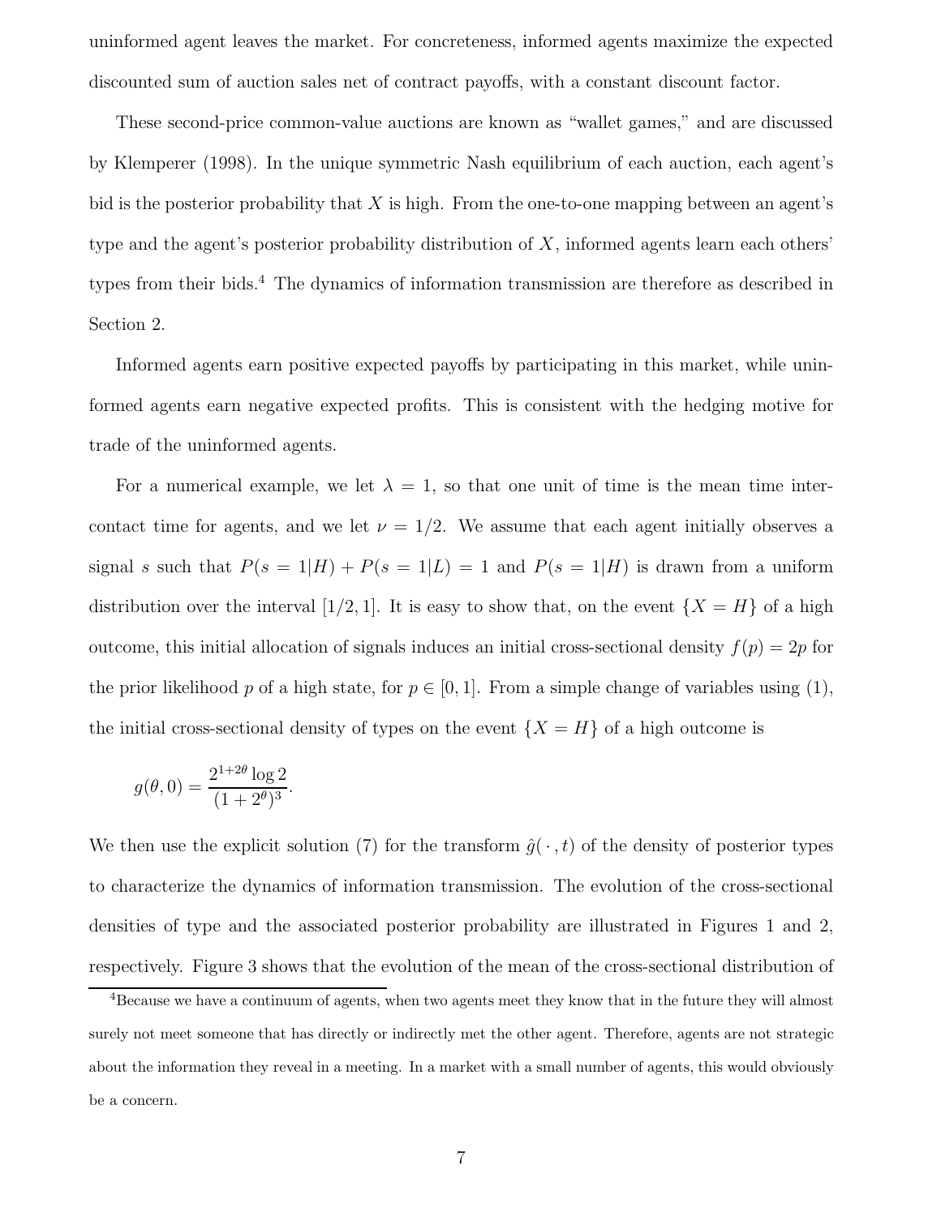uninformed agent leaves the market. For concreteness, informed agents maximize the expected discounted sum of auction sales net of contract payoffs, with a constant discount factor.

These second-price common-value auctions are known as "wallet games," and are discussed by Klemperer (1998). In the unique symmetric Nash equilibrium of each auction, each agent's bid is the posterior probability that $X$ is high. From the one-to-one mapping between an agent's type and the agent's posterior probability distribution of $X$, informed agents learn each others' types from their bids.[4] The dynamics of information transmission are therefore as described in Section 2.

Informed agents earn positive expected payoffs by participating in this market, while uninformed agents earn negative expected profits. This is consistent with the hedging motive for trade of the uninformed agents.

For a numerical example, we let $\lambda = 1$, so that one unit of time is the mean time inter-contact time for agents, and we let $\nu = 1/2$. We assume that each agent initially observes a signal $s$ such that $P(s = 1|H) + P(s = 1|L) = 1$ and $P(s = 1|H)$ is drawn from a uniform distribution over the interval $[1/2, 1]$. It is easy to show that, on the event $\{X = H\}$ of a high outcome, this initial allocation of signals induces an initial cross-sectional density $f(p) = 2p$ for the prior likelihood $p$ of a high state, for $p \in [0, 1]$. From a simple change of variables using (1), the initial cross-sectional density of types on the event $\{X = H\}$ of a high outcome is

$$g(\theta, 0) = \frac{2^{1+2\theta} \log 2}{(1 + 2^{\theta})^3}.$$

We then use the explicit solution (7) for the transform $\hat{g}(\,\cdot\,, t)$ of the density of posterior types to characterize the dynamics of information transmission. The evolution of the cross-sectional densities of type and the associated posterior probability are illustrated in Figures 1 and 2, respectively. Figure 3 shows that the evolution of the mean of the cross-sectional distribution of

[4] Because we have a continuum of agents, when two agents meet they know that in the future they will almost surely not meet someone that has directly or indirectly met the other agent. Therefore, agents are not strategic about the information they reveal in a meeting. In a market with a small number of agents, this would obviously be a concern.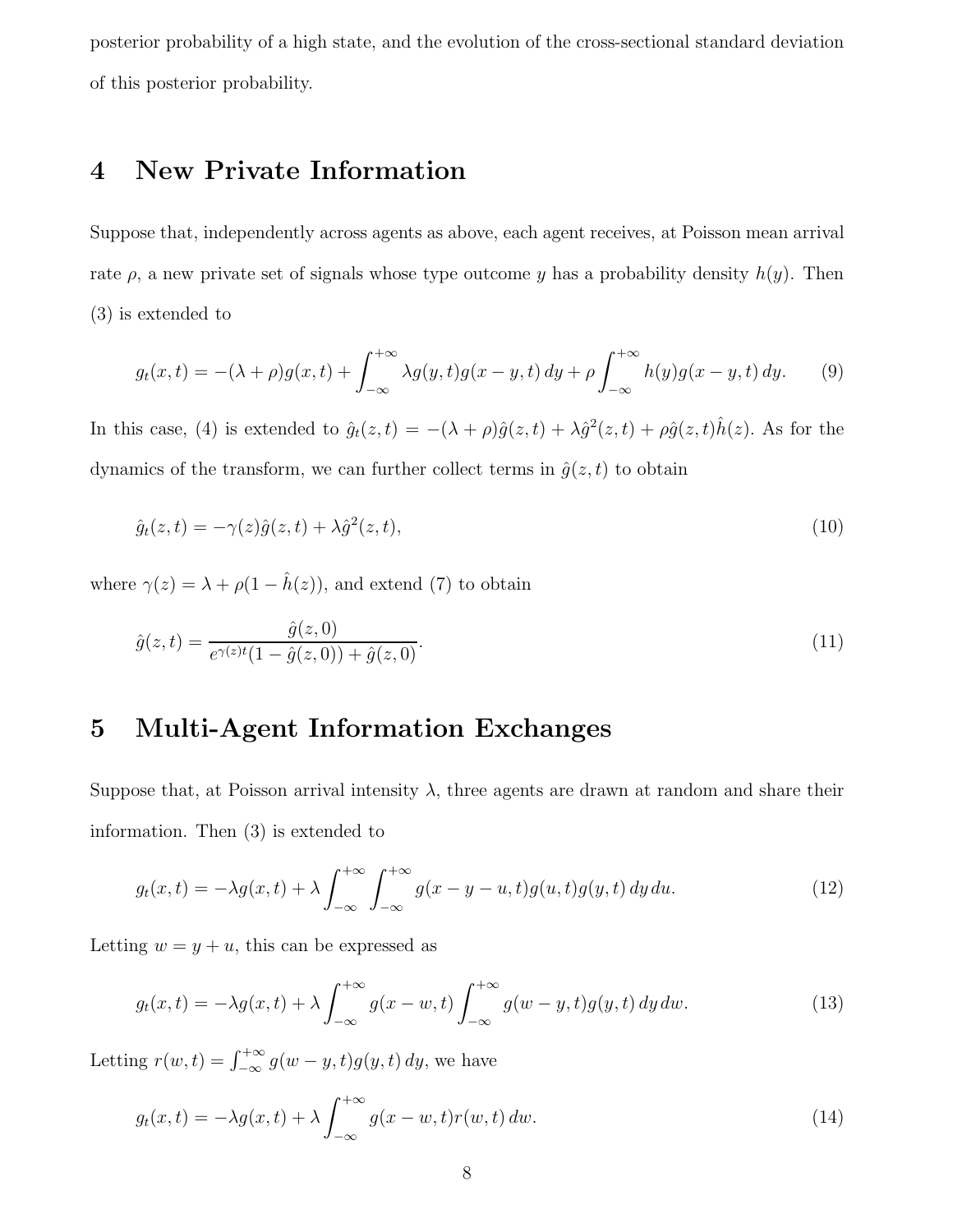posterior probability of a high state, and the evolution of the cross-sectional standard deviation of this posterior probability.

## 4 New Private Information

Suppose that, independently across agents as above, each agent receives, at Poisson mean arrival rate $\rho$, a new private set of signals whose type outcome $y$ has a probability density $h(y)$. Then (3) is extended to

$$g_t(x,t) = -(\lambda+\rho)g(x,t) + \int_{-\infty}^{+\infty} \lambda g(y,t)g(x-y,t)\,dy + \rho \int_{-\infty}^{+\infty} h(y)g(x-y,t)\,dy. \tag{9}$$

In this case, (4) is extended to $\hat{g}_t(z,t) = -(\lambda+\rho)\hat{g}(z,t) + \lambda \hat{g}^2(z,t) + \rho \hat{g}(z,t)\hat{h}(z)$. As for the dynamics of the transform, we can further collect terms in $\hat{g}(z,t)$ to obtain

$$\hat{g}_t(z,t) = -\gamma(z)\hat{g}(z,t) + \lambda \hat{g}^2(z,t), \tag{10}$$

where $\gamma(z) = \lambda + \rho(1-\hat{h}(z))$, and extend (7) to obtain

$$\hat{g}(z,t) = \frac{\hat{g}(z,0)}{e^{\gamma(z)t}(1-\hat{g}(z,0)) + \hat{g}(z,0)}. \tag{11}$$

## 5 Multi-Agent Information Exchanges

Suppose that, at Poisson arrival intensity $\lambda$, three agents are drawn at random and share their information. Then (3) is extended to

$$g_t(x,t) = -\lambda g(x,t) + \lambda \int_{-\infty}^{+\infty} \int_{-\infty}^{+\infty} g(x-y-u,t)g(u,t)g(y,t)\,dy\,du. \tag{12}$$

Letting $w = y + u$, this can be expressed as

$$g_t(x,t) = -\lambda g(x,t) + \lambda \int_{-\infty}^{+\infty} g(x-w,t) \int_{-\infty}^{+\infty} g(w-y,t)g(y,t)\,dy\,dw. \tag{13}$$

Letting $r(w,t) = \int_{-\infty}^{+\infty} g(w-y,t)g(y,t)\,dy$, we have

$$g_t(x,t) = -\lambda g(x,t) + \lambda \int_{-\infty}^{+\infty} g(x-w,t)r(w,t)\,dw. \tag{14}$$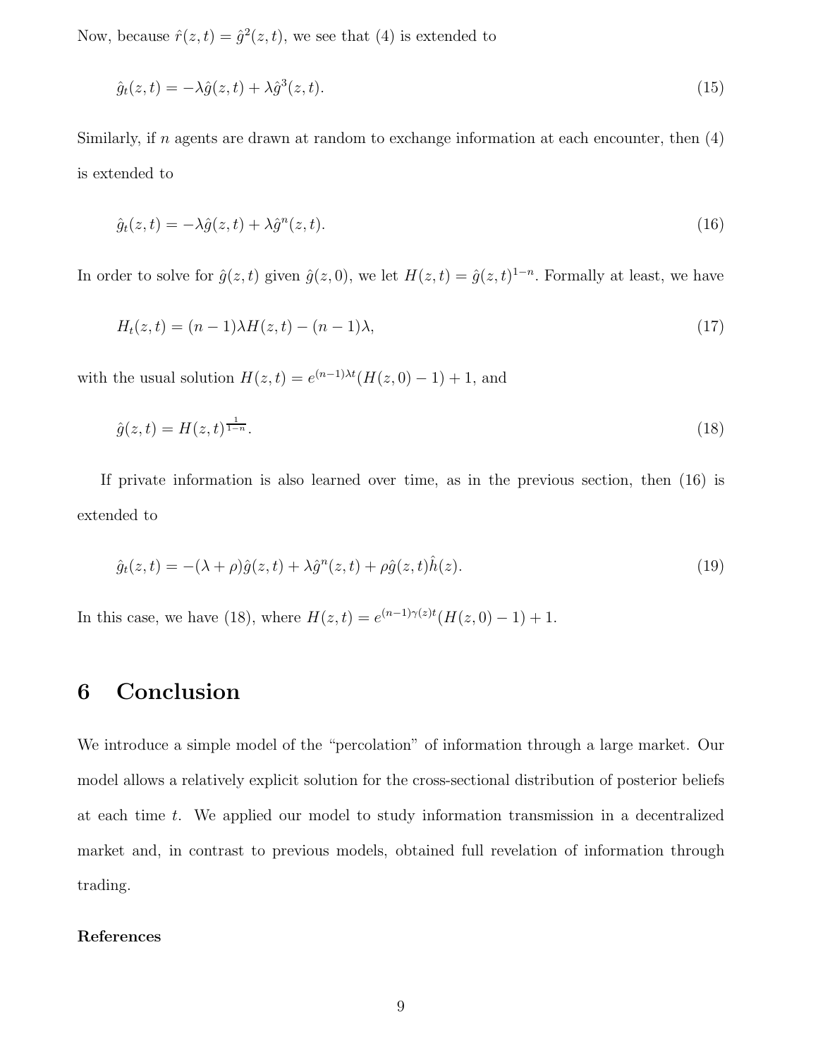Now, because $\hat{r}(z,t) = \hat{g}^2(z,t)$, we see that (4) is extended to

$$\hat{g}_t(z,t) = -\lambda \hat{g}(z,t) + \lambda \hat{g}^3(z,t). \tag{15}$$

Similarly, if $n$ agents are drawn at random to exchange information at each encounter, then (4) is extended to

$$\hat{g}_t(z,t) = -\lambda \hat{g}(z,t) + \lambda \hat{g}^n(z,t). \tag{16}$$

In order to solve for $\hat{g}(z,t)$ given $\hat{g}(z,0)$, we let $H(z,t) = \hat{g}(z,t)^{1-n}$. Formally at least, we have

$$H_t(z,t) = (n-1)\lambda H(z,t) - (n-1)\lambda, \tag{17}$$

with the usual solution $H(z,t) = e^{(n-1)\lambda t}(H(z,0) - 1) + 1$, and

$$\hat{g}(z,t) = H(z,t)^{\frac{1}{1-n}}. \tag{18}$$

If private information is also learned over time, as in the previous section, then (16) is extended to

$$\hat{g}_t(z,t) = -(\lambda + \rho)\hat{g}(z,t) + \lambda \hat{g}^n(z,t) + \rho \hat{g}(z,t)\hat{h}(z). \tag{19}$$

In this case, we have (18), where $H(z,t) = e^{(n-1)\gamma(z)t}(H(z,0) - 1) + 1$.

# 6 Conclusion

We introduce a simple model of the "percolation" of information through a large market. Our model allows a relatively explicit solution for the cross-sectional distribution of posterior beliefs at each time $t$. We applied our model to study information transmission in a decentralized market and, in contrast to previous models, obtained full revelation of information through trading.

**References**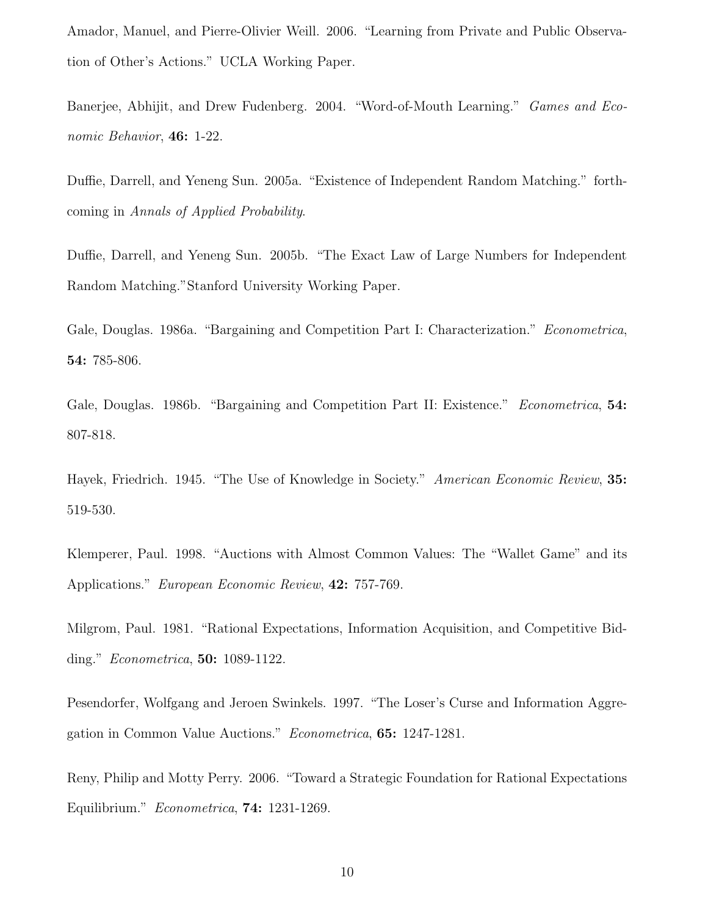Amador, Manuel, and Pierre-Olivier Weill. 2006. "Learning from Private and Public Observation of Other's Actions." UCLA Working Paper.

Banerjee, Abhijit, and Drew Fudenberg. 2004. "Word-of-Mouth Learning." *Games and Economic Behavior*, **46:** 1-22.

Duffie, Darrell, and Yeneng Sun. 2005a. "Existence of Independent Random Matching." forthcoming in *Annals of Applied Probability*.

Duffie, Darrell, and Yeneng Sun. 2005b. "The Exact Law of Large Numbers for Independent Random Matching."Stanford University Working Paper.

Gale, Douglas. 1986a. "Bargaining and Competition Part I: Characterization." *Econometrica*, **54:** 785-806.

Gale, Douglas. 1986b. "Bargaining and Competition Part II: Existence." *Econometrica*, **54:** 807-818.

Hayek, Friedrich. 1945. "The Use of Knowledge in Society." *American Economic Review*, **35:** 519-530.

Klemperer, Paul. 1998. "Auctions with Almost Common Values: The "Wallet Game" and its Applications." *European Economic Review*, **42:** 757-769.

Milgrom, Paul. 1981. "Rational Expectations, Information Acquisition, and Competitive Bidding." *Econometrica*, **50:** 1089-1122.

Pesendorfer, Wolfgang and Jeroen Swinkels. 1997. "The Loser's Curse and Information Aggregation in Common Value Auctions." *Econometrica*, **65:** 1247-1281.

Reny, Philip and Motty Perry. 2006. "Toward a Strategic Foundation for Rational Expectations Equilibrium." *Econometrica*, **74:** 1231-1269.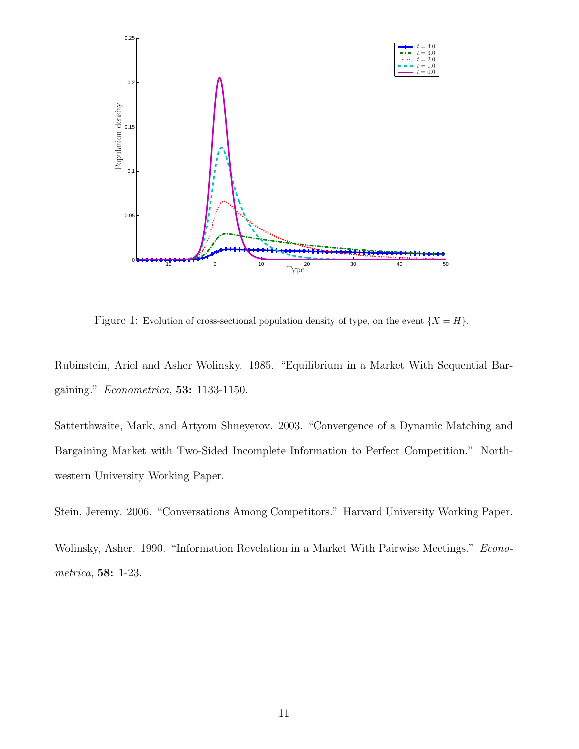Figure 1: Evolution of cross-sectional population density of type, on the event $\{X = H\}$.

Rubinstein, Ariel and Asher Wolinsky. 1985. "Equilibrium in a Market With Sequential Bargaining." *Econometrica*, **53:** 1133-1150.

Satterthwaite, Mark, and Artyom Shneyerov. 2003. "Convergence of a Dynamic Matching and Bargaining Market with Two-Sided Incomplete Information to Perfect Competition." Northwestern University Working Paper.

Stein, Jeremy. 2006. "Conversations Among Competitors." Harvard University Working Paper.

Wolinsky, Asher. 1990. "Information Revelation in a Market With Pairwise Meetings." *Econometrica*, **58:** 1-23.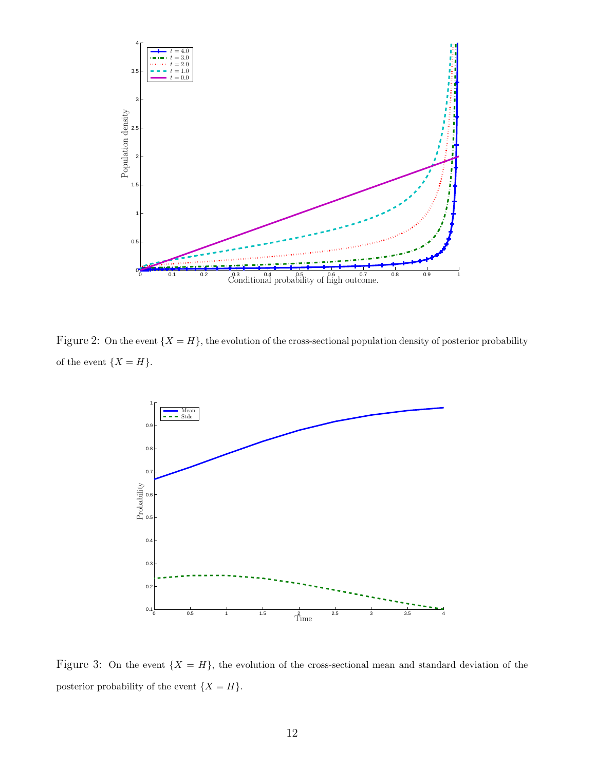4
3.5
3
2.5
2
1.5
1
0.5
0

$t = 4.0$
$t = 3.0$
$t = 2.0$
$t = 1.0$
$t = 0.0$

Population density

0 0.1 0.2 0.3 0.4 0.5 0.6 0.7 0.8 0.9 1

Conditional probability of high outcome.

Figure 2: On the event $\{X = H\}$, the evolution of the cross-sectional population density of posterior probability of the event $\{X = H\}$.

1
0.9
0.8
0.7
0.6
0.5
0.4
0.3
0.2
0.1

Mean
Stde

Probability

0 0.5 1 1.5 2 2.5 3 3.5 4

Time

Figure 3: On the event $\{X = H\}$, the evolution of the cross-sectional mean and standard deviation of the posterior probability of the event $\{X = H\}$.